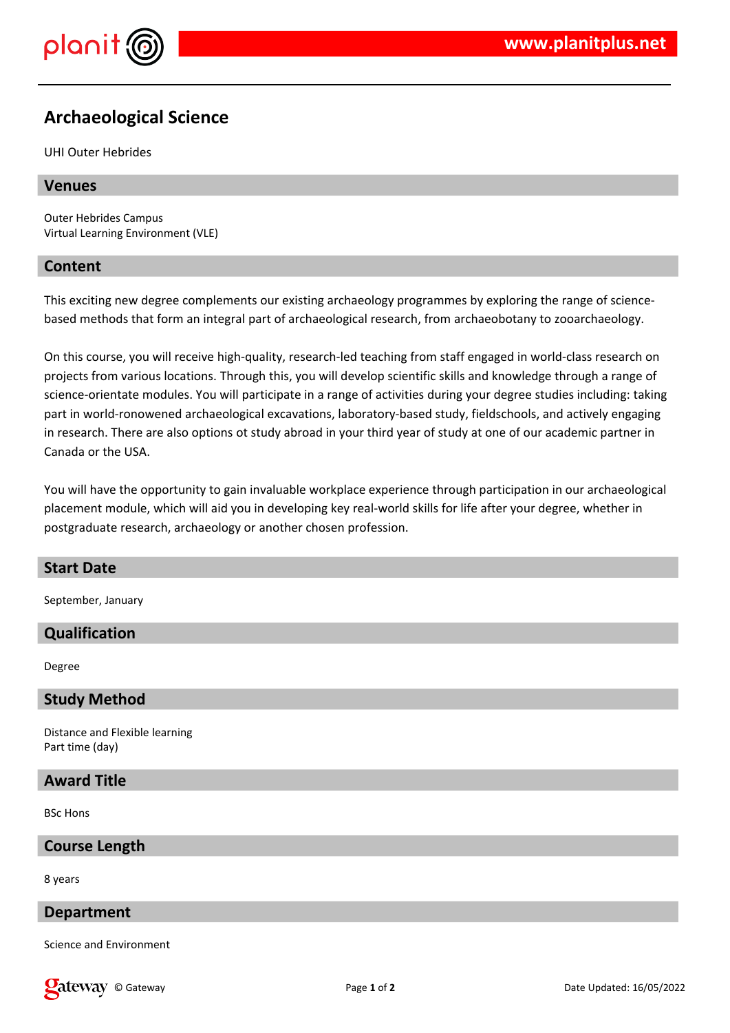# Archaeological Science

UHI Outer Hebrides

## Venues

Outer Hebrides Campus
Virtual Learning Environment (VLE)

## Content

This exciting new degree complements our existing archaeology programmes by exploring the range of science-based methods that form an integral part of archaeological research, from archaeobotany to zooarchaeology.

On this course, you will receive high-quality, research-led teaching from staff engaged in world-class research on projects from various locations. Through this, you will develop scientific skills and knowledge through a range of science-orientate modules. You will participate in a range of activities during your degree studies including: taking part in world-ronowened archaeological excavations, laboratory-based study, fieldschools, and actively engaging in research. There are also options ot study abroad in your third year of study at one of our academic partner in Canada or the USA.

You will have the opportunity to gain invaluable workplace experience through participation in our archaeological placement module, which will aid you in developing key real-world skills for life after your degree, whether in postgraduate research, archaeology or another chosen profession.

## Start Date

September, January

## Qualification

Degree

## Study Method

Distance and Flexible learning
Part time (day)

## Award Title

BSc Hons

## Course Length

8 years

## Department

Science and Environment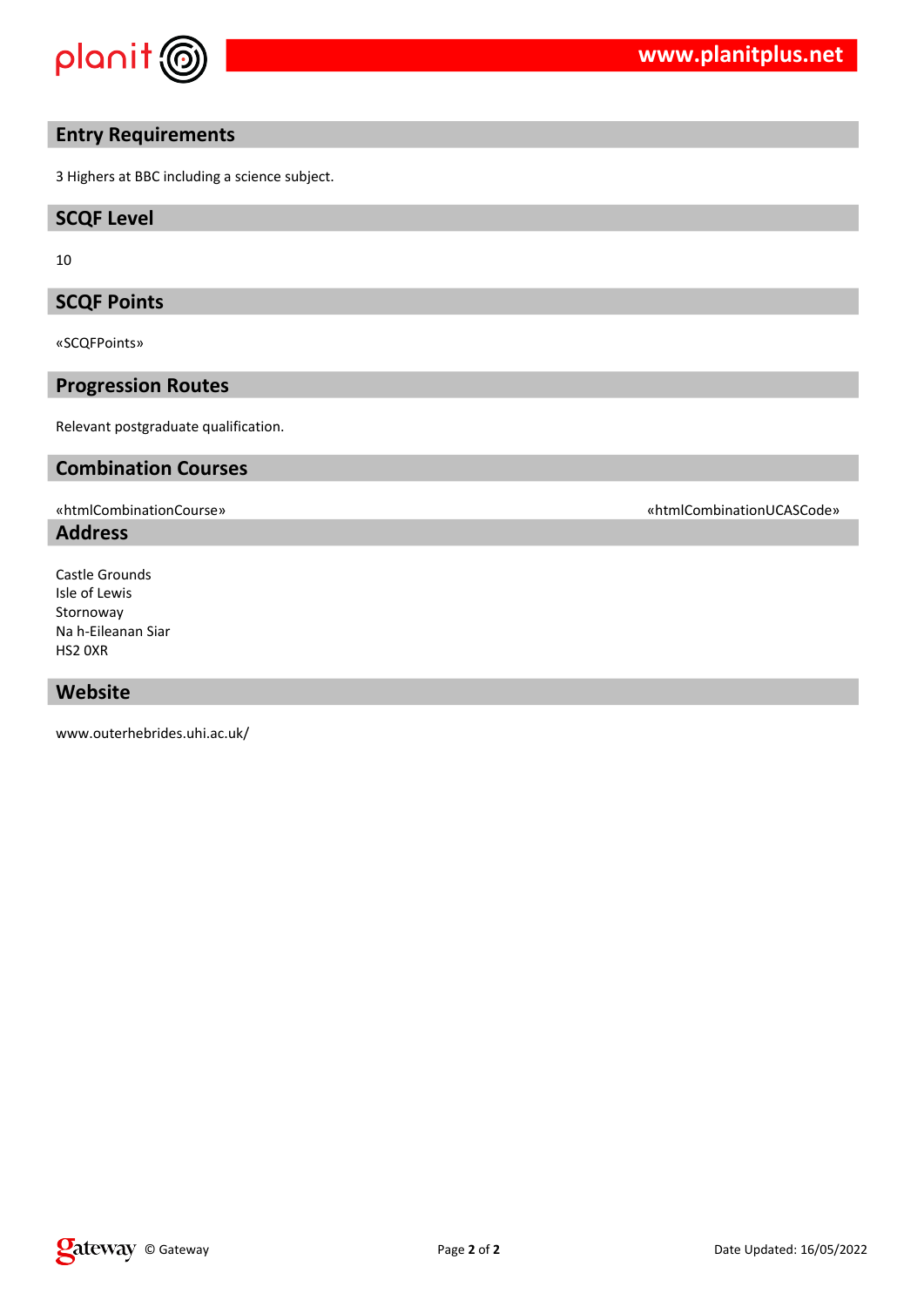## Entry Requirements

3 Highers at BBC including a science subject.

## SCQF Level

10

## SCQF Points

«SCQFPoints»

## Progression Routes

Relevant postgraduate qualification.

## Combination Courses

«htmlCombinationCourse» «htmlCombinationUCASCode»

## Address

Castle Grounds
Isle of Lewis
Stornoway
Na h-Eileanan Siar
HS2 0XR

## Website

www.outerhebrides.uhi.ac.uk/